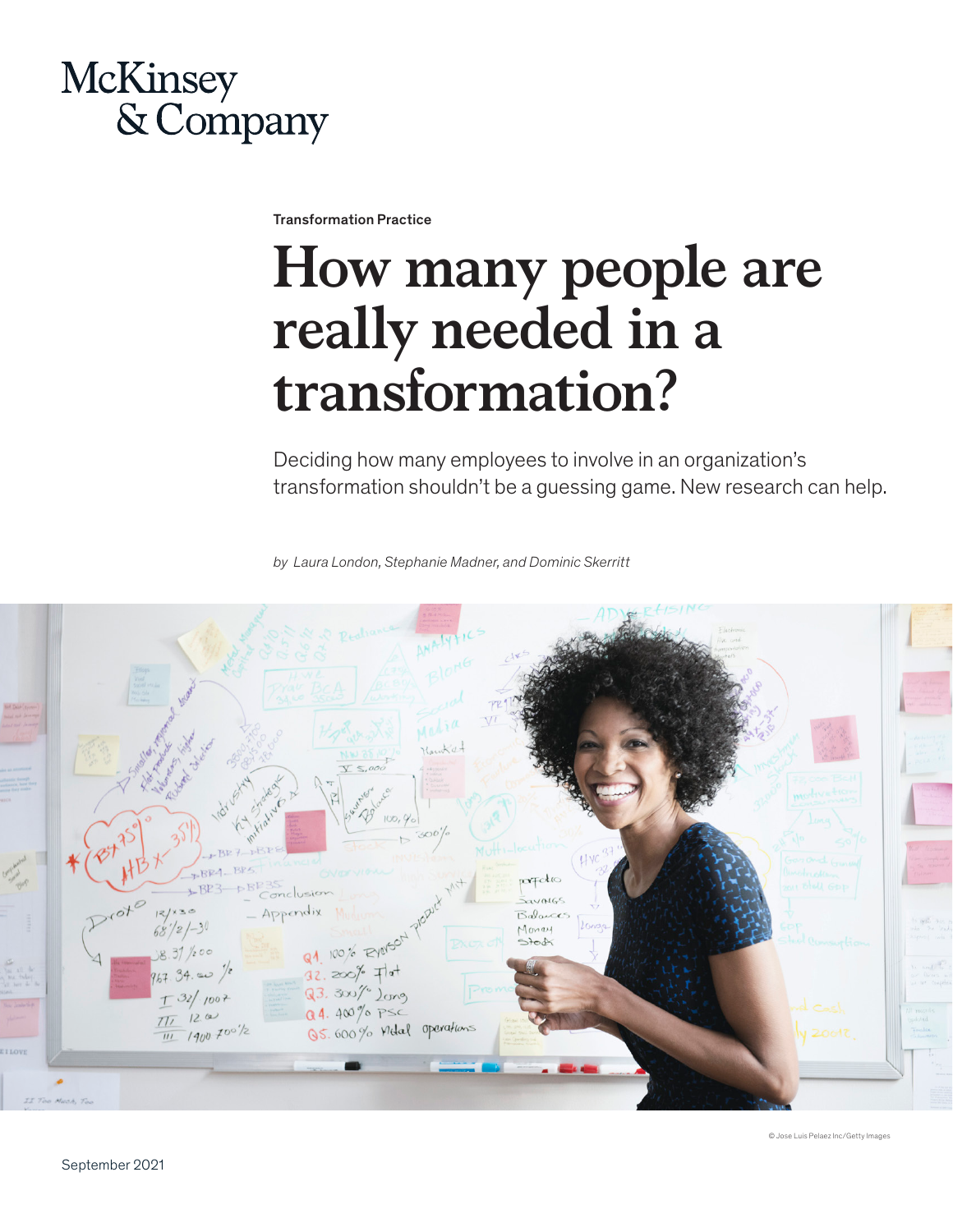McKinsey & Company

Transformation Practice

# How many people are really needed in a transformation?

Deciding how many employees to involve in an organization's transformation shouldn't be a guessing game. New research can help.

*by Laura London, Stephanie Madner, and Dominic Skerritt*

© Jose Luis Pelaez Inc/Getty Images

September 2021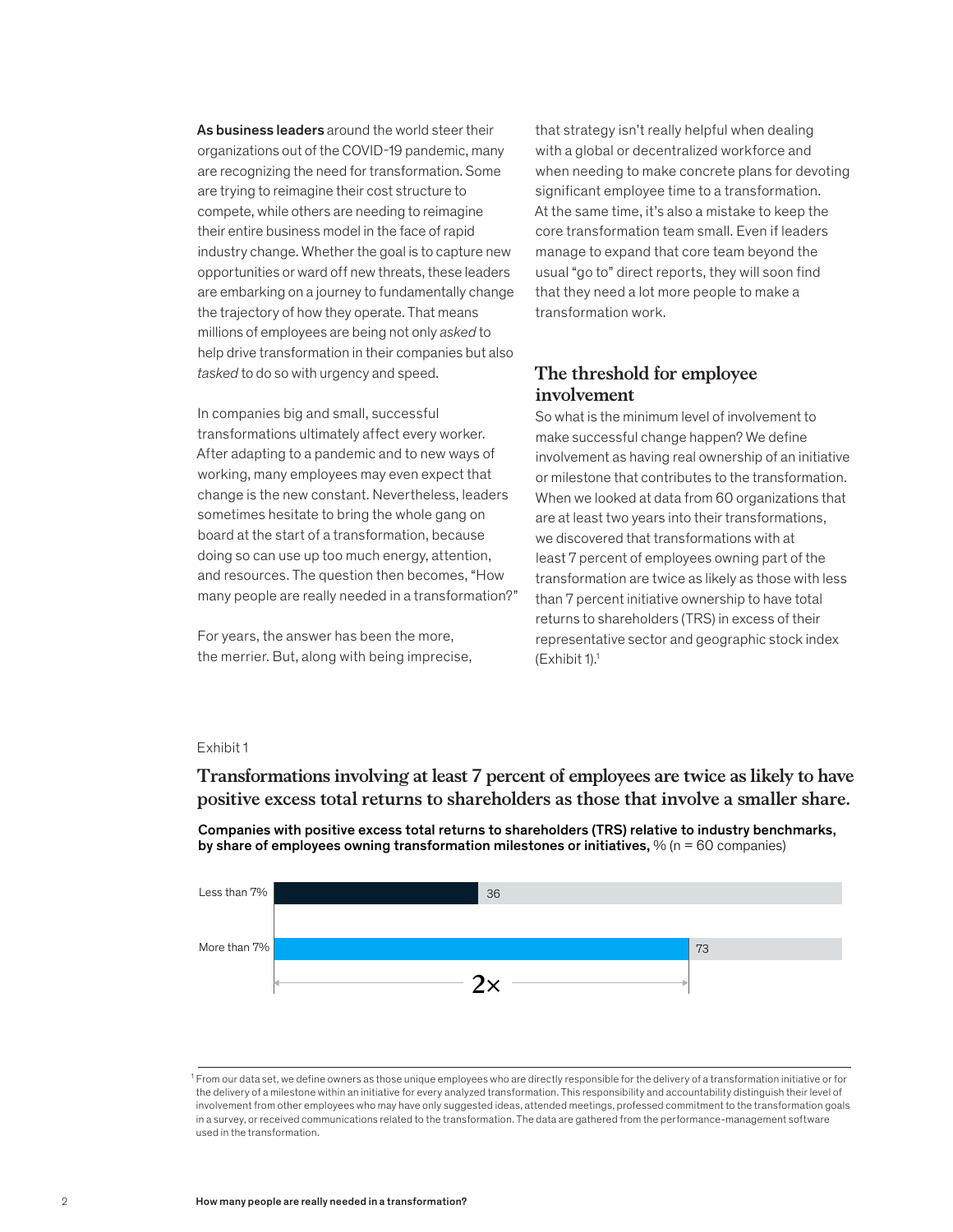**As business leaders** around the world steer their organizations out of the COVID-19 pandemic, many are recognizing the need for transformation. Some are trying to reimagine their cost structure to compete, while others are needing to reimagine their entire business model in the face of rapid industry change. Whether the goal is to capture new opportunities or ward off new threats, these leaders are embarking on a journey to fundamentally change the trajectory of how they operate. That means millions of employees are being not only *asked* to help drive transformation in their companies but also *tasked* to do so with urgency and speed.

In companies big and small, successful transformations ultimately affect every worker. After adapting to a pandemic and to new ways of working, many employees may even expect that change is the new constant. Nevertheless, leaders sometimes hesitate to bring the whole gang on board at the start of a transformation, because doing so can use up too much energy, attention, and resources. The question then becomes, "How many people are really needed in a transformation?"

For years, the answer has been the more, the merrier. But, along with being imprecise, that strategy isn't really helpful when dealing with a global or decentralized workforce and when needing to make concrete plans for devoting significant employee time to a transformation. At the same time, it's also a mistake to keep the core transformation team small. Even if leaders manage to expand that core team beyond the usual "go to" direct reports, they will soon find that they need a lot more people to make a transformation work.

## The threshold for employee involvement

So what is the minimum level of involvement to make successful change happen? We define involvement as having real ownership of an initiative or milestone that contributes to the transformation. When we looked at data from 60 organizations that are at least two years into their transformations, we discovered that transformations with at least 7 percent of employees owning part of the transformation are twice as likely as those with less than 7 percent initiative ownership to have total returns to shareholders (TRS) in excess of their representative sector and geographic stock index (Exhibit 1).[1]

Exhibit 1

**Transformations involving at least 7 percent of employees are twice as likely to have positive excess total returns to shareholders as those that involve a smaller share.**

**Companies with positive excess total returns to shareholders (TRS) relative to industry benchmarks, by share of employees owning transformation milestones or initiatives,** % (n = 60 companies)

Less than 7%
36

More than 7%
73

2×

[1] From our data set, we define owners as those unique employees who are directly responsible for the delivery of a transformation initiative or for the delivery of a milestone within an initiative for every analyzed transformation. This responsibility and accountability distinguish their level of involvement from other employees who may have only suggested ideas, attended meetings, professed commitment to the transformation goals in a survey, or received communications related to the transformation. The data are gathered from the performance-management software used in the transformation.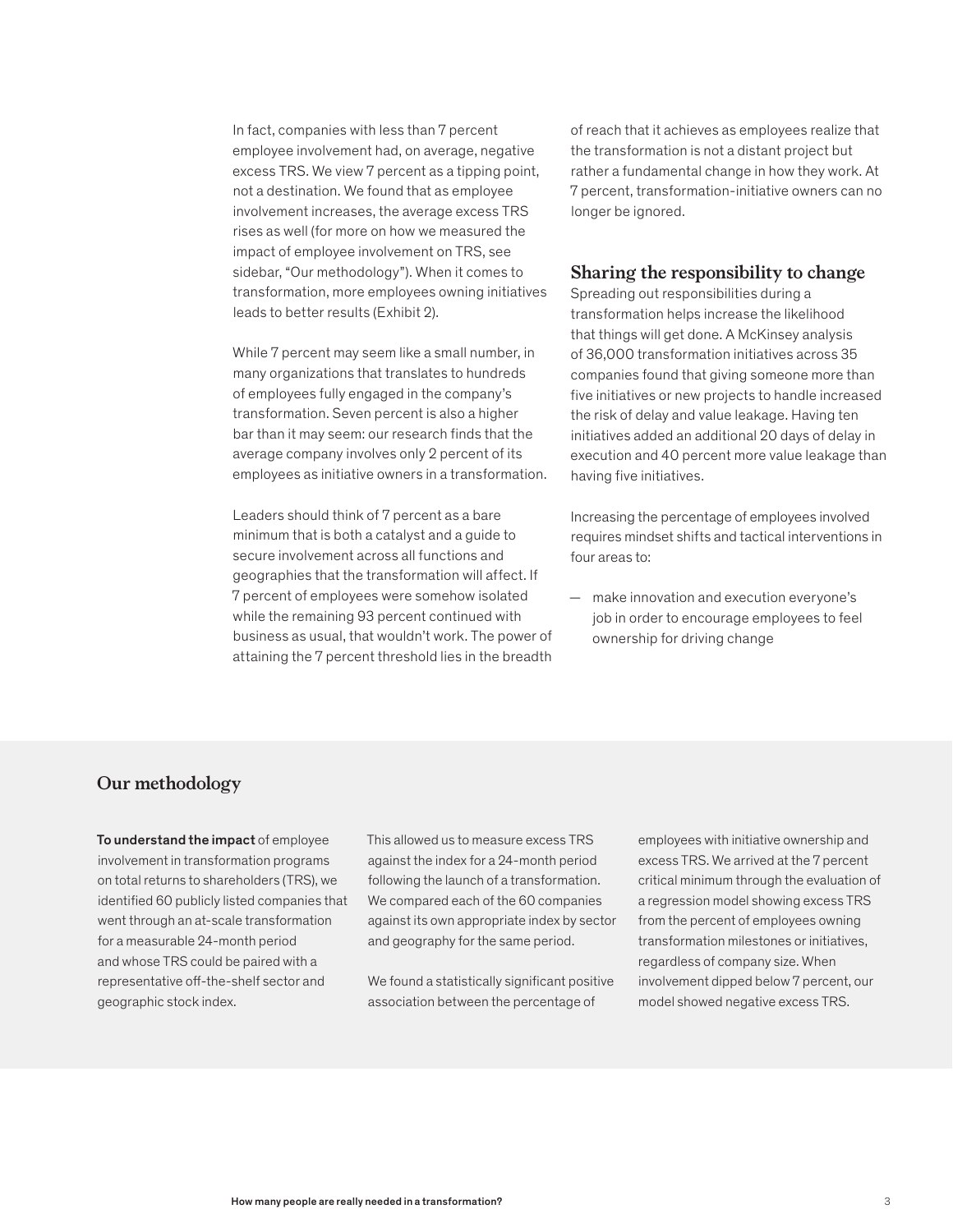In fact, companies with less than 7 percent employee involvement had, on average, negative excess TRS. We view 7 percent as a tipping point, not a destination. We found that as employee involvement increases, the average excess TRS rises as well (for more on how we measured the impact of employee involvement on TRS, see sidebar, "Our methodology"). When it comes to transformation, more employees owning initiatives leads to better results (Exhibit 2).

While 7 percent may seem like a small number, in many organizations that translates to hundreds of employees fully engaged in the company's transformation. Seven percent is also a higher bar than it may seem: our research finds that the average company involves only 2 percent of its employees as initiative owners in a transformation.

Leaders should think of 7 percent as a bare minimum that is both a catalyst and a guide to secure involvement across all functions and geographies that the transformation will affect. If 7 percent of employees were somehow isolated while the remaining 93 percent continued with business as usual, that wouldn't work. The power of attaining the 7 percent threshold lies in the breadth of reach that it achieves as employees realize that the transformation is not a distant project but rather a fundamental change in how they work. At 7 percent, transformation-initiative owners can no longer be ignored.

## Sharing the responsibility to change

Spreading out responsibilities during a transformation helps increase the likelihood that things will get done. A McKinsey analysis of 36,000 transformation initiatives across 35 companies found that giving someone more than five initiatives or new projects to handle increased the risk of delay and value leakage. Having ten initiatives added an additional 20 days of delay in execution and 40 percent more value leakage than having five initiatives.

Increasing the percentage of employees involved requires mindset shifts and tactical interventions in four areas to:

- make innovation and execution everyone's job in order to encourage employees to feel ownership for driving change

## Our methodology

**To understand the impact** of employee involvement in transformation programs on total returns to shareholders (TRS), we identified 60 publicly listed companies that went through an at-scale transformation for a measurable 24-month period and whose TRS could be paired with a representative off-the-shelf sector and geographic stock index.

This allowed us to measure excess TRS against the index for a 24-month period following the launch of a transformation. We compared each of the 60 companies against its own appropriate index by sector and geography for the same period.

We found a statistically significant positive association between the percentage of employees with initiative ownership and excess TRS. We arrived at the 7 percent critical minimum through the evaluation of a regression model showing excess TRS from the percent of employees owning transformation milestones or initiatives, regardless of company size. When involvement dipped below 7 percent, our model showed negative excess TRS.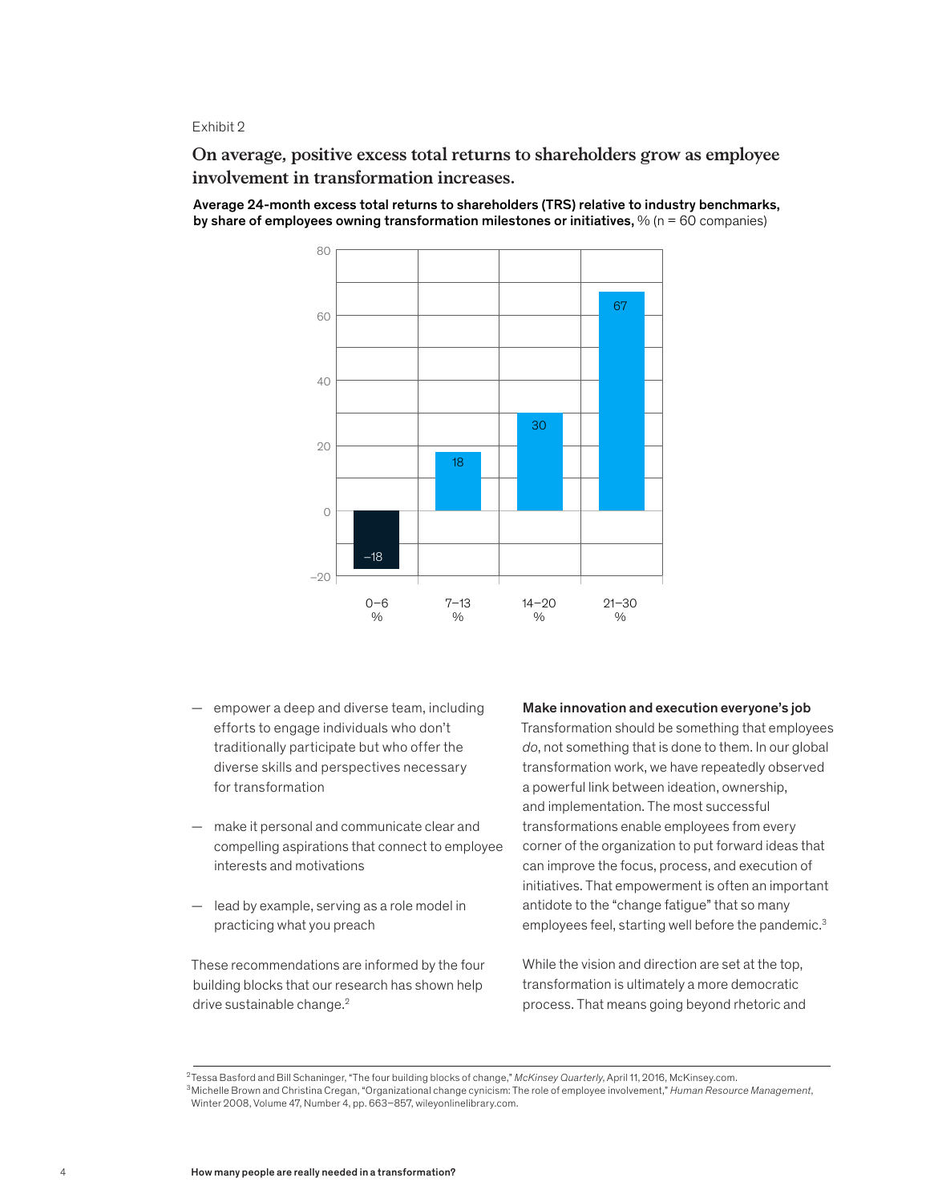Exhibit 2

**On average, positive excess total returns to shareholders grow as employee involvement in transformation increases.**

**Average 24-month excess total returns to shareholders (TRS) relative to industry benchmarks, by share of employees owning transformation milestones or initiatives,** % (n = 60 companies)

80
60
40
20
0
–20

–18
18
30
67

0–6 %
7–13 %
14–20 %
21–30 %

— empower a deep and diverse team, including efforts to engage individuals who don't traditionally participate but who offer the diverse skills and perspectives necessary for transformation

— make it personal and communicate clear and compelling aspirations that connect to employee interests and motivations

— lead by example, serving as a role model in practicing what you preach

These recommendations are informed by the four building blocks that our research has shown help drive sustainable change.[2]

**Make innovation and execution everyone's job**

Transformation should be something that employees *do*, not something that is done to them. In our global transformation work, we have repeatedly observed a powerful link between ideation, ownership, and implementation. The most successful transformations enable employees from every corner of the organization to put forward ideas that can improve the focus, process, and execution of initiatives. That empowerment is often an important antidote to the "change fatigue" that so many employees feel, starting well before the pandemic.[3]

While the vision and direction are set at the top, transformation is ultimately a more democratic process. That means going beyond rhetoric and

[2] Tessa Basford and Bill Schaninger, "The four building blocks of change," *McKinsey Quarterly*, April 11, 2016, McKinsey.com.

[3] Michelle Brown and Christina Cregan, "Organizational change cynicism: The role of employee involvement," *Human Resource Management*, Winter 2008, Volume 47, Number 4, pp. 663–857, wileyonlinelibrary.com.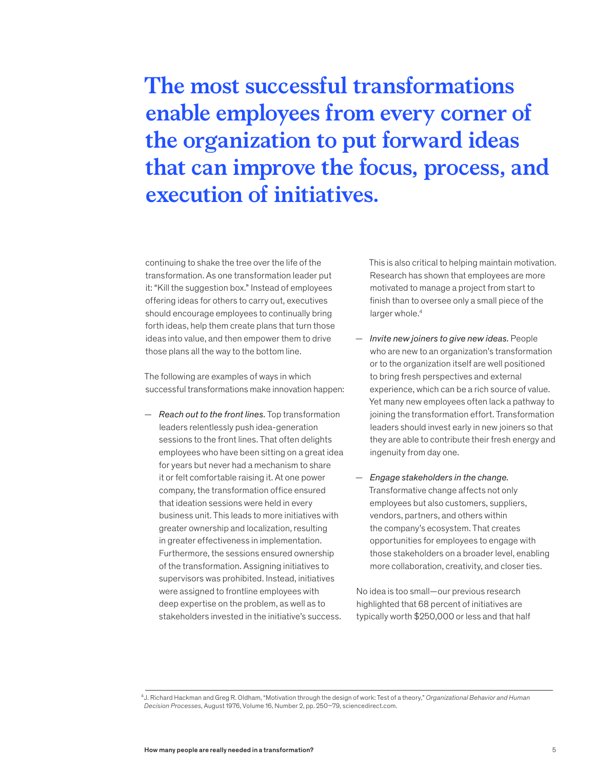**The most successful transformations enable employees from every corner of the organization to put forward ideas that can improve the focus, process, and execution of initiatives.**

continuing to shake the tree over the life of the transformation. As one transformation leader put it: "Kill the suggestion box." Instead of employees offering ideas for others to carry out, executives should encourage employees to continually bring forth ideas, help them create plans that turn those ideas into value, and then empower them to drive those plans all the way to the bottom line.

The following are examples of ways in which successful transformations make innovation happen:

— *Reach out to the front lines.* Top transformation leaders relentlessly push idea-generation sessions to the front lines. That often delights employees who have been sitting on a great idea for years but never had a mechanism to share it or felt comfortable raising it. At one power company, the transformation office ensured that ideation sessions were held in every business unit. This leads to more initiatives with greater ownership and localization, resulting in greater effectiveness in implementation. Furthermore, the sessions ensured ownership of the transformation. Assigning initiatives to supervisors was prohibited. Instead, initiatives were assigned to frontline employees with deep expertise on the problem, as well as to stakeholders invested in the initiative's success. This is also critical to helping maintain motivation. Research has shown that employees are more motivated to manage a project from start to finish than to oversee only a small piece of the larger whole.[4]

— *Invite new joiners to give new ideas.* People who are new to an organization's transformation or to the organization itself are well positioned to bring fresh perspectives and external experience, which can be a rich source of value. Yet many new employees often lack a pathway to joining the transformation effort. Transformation leaders should invest early in new joiners so that they are able to contribute their fresh energy and ingenuity from day one.

— *Engage stakeholders in the change.* Transformative change affects not only employees but also customers, suppliers, vendors, partners, and others within the company's ecosystem. That creates opportunities for employees to engage with those stakeholders on a broader level, enabling more collaboration, creativity, and closer ties.

No idea is too small—our previous research highlighted that 68 percent of initiatives are typically worth $250,000 or less and that half

[4] J. Richard Hackman and Greg R. Oldham, "Motivation through the design of work: Test of a theory," *Organizational Behavior and Human Decision Processes*, August 1976, Volume 16, Number 2, pp. 250–79, sciencedirect.com.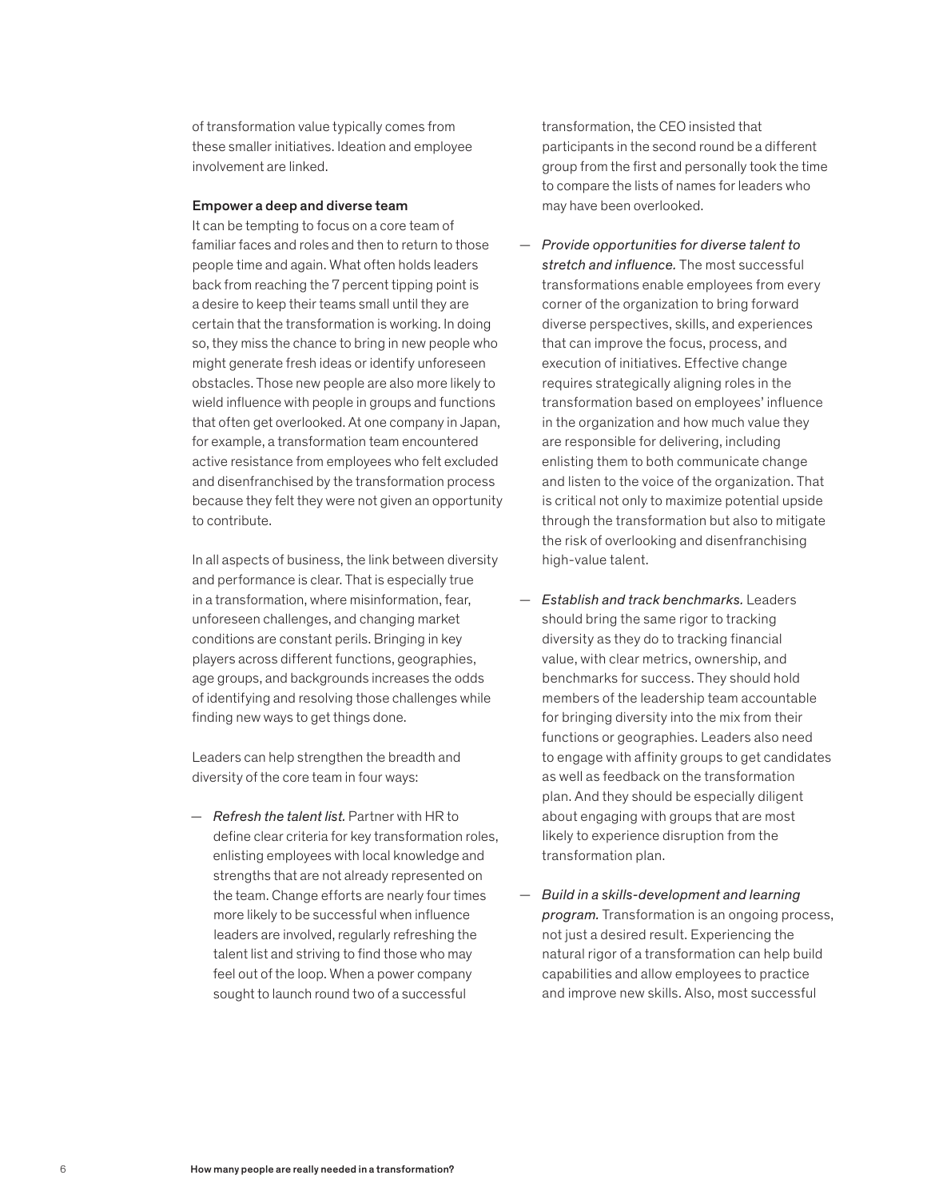of transformation value typically comes from these smaller initiatives. Ideation and employee involvement are linked.

### Empower a deep and diverse team

It can be tempting to focus on a core team of familiar faces and roles and then to return to those people time and again. What often holds leaders back from reaching the 7 percent tipping point is a desire to keep their teams small until they are certain that the transformation is working. In doing so, they miss the chance to bring in new people who might generate fresh ideas or identify unforeseen obstacles. Those new people are also more likely to wield influence with people in groups and functions that often get overlooked. At one company in Japan, for example, a transformation team encountered active resistance from employees who felt excluded and disenfranchised by the transformation process because they felt they were not given an opportunity to contribute.

In all aspects of business, the link between diversity and performance is clear. That is especially true in a transformation, where misinformation, fear, unforeseen challenges, and changing market conditions are constant perils. Bringing in key players across different functions, geographies, age groups, and backgrounds increases the odds of identifying and resolving those challenges while finding new ways to get things done.

Leaders can help strengthen the breadth and diversity of the core team in four ways:

— *Refresh the talent list.* Partner with HR to define clear criteria for key transformation roles, enlisting employees with local knowledge and strengths that are not already represented on the team. Change efforts are nearly four times more likely to be successful when influence leaders are involved, regularly refreshing the talent list and striving to find those who may feel out of the loop. When a power company sought to launch round two of a successful transformation, the CEO insisted that participants in the second round be a different group from the first and personally took the time to compare the lists of names for leaders who may have been overlooked.

— *Provide opportunities for diverse talent to stretch and influence.* The most successful transformations enable employees from every corner of the organization to bring forward diverse perspectives, skills, and experiences that can improve the focus, process, and execution of initiatives. Effective change requires strategically aligning roles in the transformation based on employees' influence in the organization and how much value they are responsible for delivering, including enlisting them to both communicate change and listen to the voice of the organization. That is critical not only to maximize potential upside through the transformation but also to mitigate the risk of overlooking and disenfranchising high-value talent.

— *Establish and track benchmarks.* Leaders should bring the same rigor to tracking diversity as they do to tracking financial value, with clear metrics, ownership, and benchmarks for success. They should hold members of the leadership team accountable for bringing diversity into the mix from their functions or geographies. Leaders also need to engage with affinity groups to get candidates as well as feedback on the transformation plan. And they should be especially diligent about engaging with groups that are most likely to experience disruption from the transformation plan.

— *Build in a skills-development and learning program.* Transformation is an ongoing process, not just a desired result. Experiencing the natural rigor of a transformation can help build capabilities and allow employees to practice and improve new skills. Also, most successful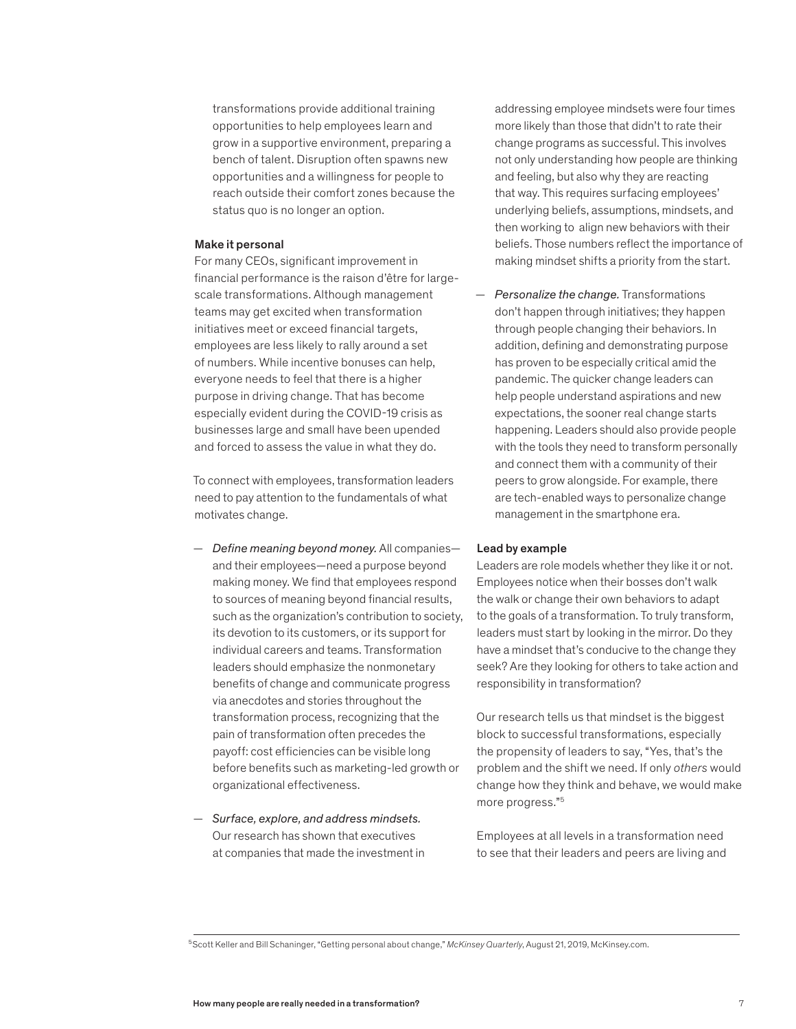transformations provide additional training opportunities to help employees learn and grow in a supportive environment, preparing a bench of talent. Disruption often spawns new opportunities and a willingness for people to reach outside their comfort zones because the status quo is no longer an option.

### Make it personal

For many CEOs, significant improvement in financial performance is the raison d'être for large-scale transformations. Although management teams may get excited when transformation initiatives meet or exceed financial targets, employees are less likely to rally around a set of numbers. While incentive bonuses can help, everyone needs to feel that there is a higher purpose in driving change. That has become especially evident during the COVID-19 crisis as businesses large and small have been upended and forced to assess the value in what they do.

To connect with employees, transformation leaders need to pay attention to the fundamentals of what motivates change.

— *Define meaning beyond money.* All companies—and their employees—need a purpose beyond making money. We find that employees respond to sources of meaning beyond financial results, such as the organization's contribution to society, its devotion to its customers, or its support for individual careers and teams. Transformation leaders should emphasize the nonmonetary benefits of change and communicate progress via anecdotes and stories throughout the transformation process, recognizing that the pain of transformation often precedes the payoff: cost efficiencies can be visible long before benefits such as marketing-led growth or organizational effectiveness.

— *Surface, explore, and address mindsets.* Our research has shown that executives at companies that made the investment in addressing employee mindsets were four times more likely than those that didn't to rate their change programs as successful. This involves not only understanding how people are thinking and feeling, but also why they are reacting that way. This requires surfacing employees' underlying beliefs, assumptions, mindsets, and then working to align new behaviors with their beliefs. Those numbers reflect the importance of making mindset shifts a priority from the start.

— *Personalize the change.* Transformations don't happen through initiatives; they happen through people changing their behaviors. In addition, defining and demonstrating purpose has proven to be especially critical amid the pandemic. The quicker change leaders can help people understand aspirations and new expectations, the sooner real change starts happening. Leaders should also provide people with the tools they need to transform personally and connect them with a community of their peers to grow alongside. For example, there are tech-enabled ways to personalize change management in the smartphone era.

### Lead by example

Leaders are role models whether they like it or not. Employees notice when their bosses don't walk the walk or change their own behaviors to adapt to the goals of a transformation. To truly transform, leaders must start by looking in the mirror. Do they have a mindset that's conducive to the change they seek? Are they looking for others to take action and responsibility in transformation?

Our research tells us that mindset is the biggest block to successful transformations, especially the propensity of leaders to say, "Yes, that's the problem and the shift we need. If only *others* would change how they think and behave, we would make more progress."[5]

Employees at all levels in a transformation need to see that their leaders and peers are living and

---

[5] Scott Keller and Bill Schaninger, "Getting personal about change," *McKinsey Quarterly*, August 21, 2019, McKinsey.com.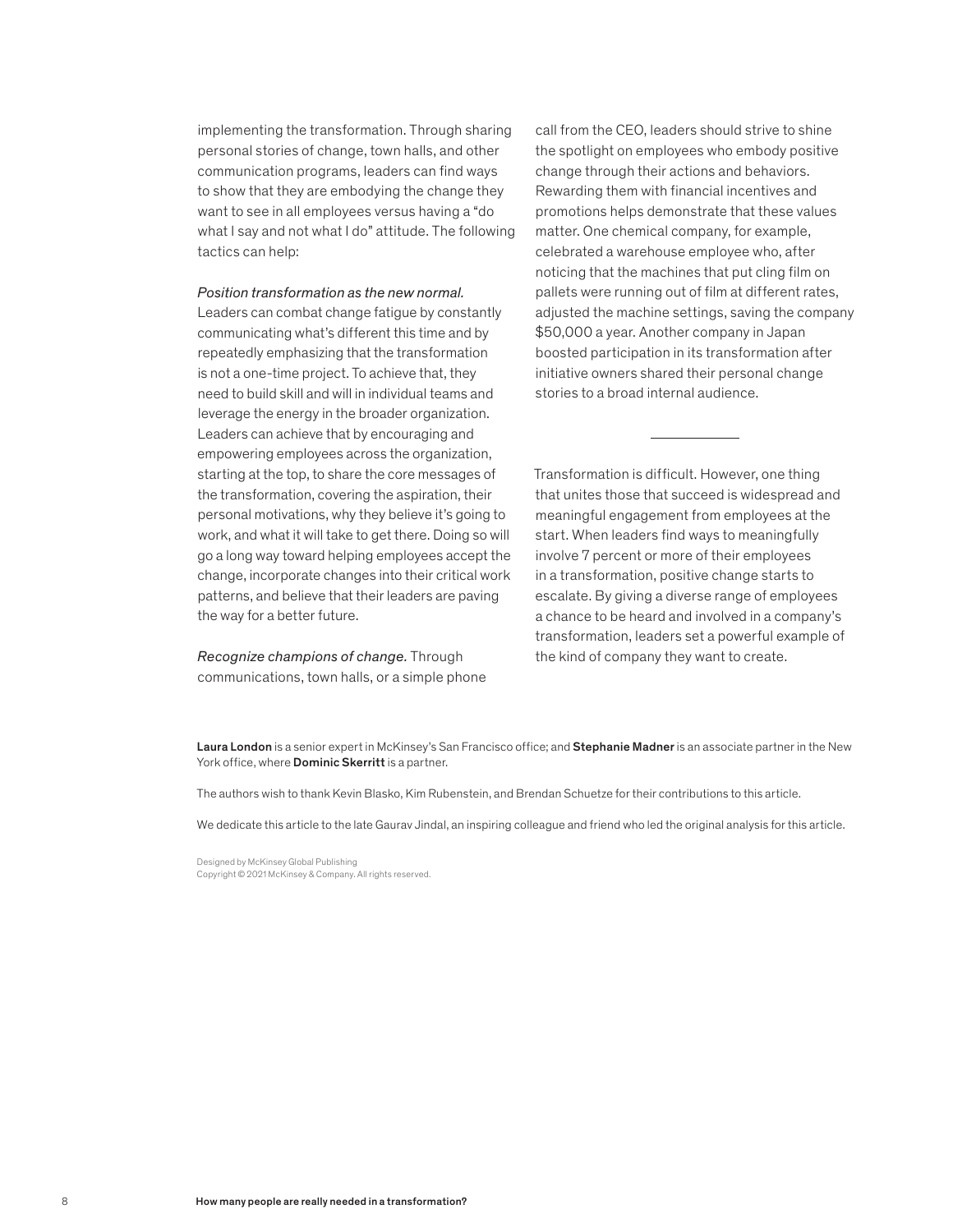implementing the transformation. Through sharing personal stories of change, town halls, and other communication programs, leaders can find ways to show that they are embodying the change they want to see in all employees versus having a "do what I say and not what I do" attitude. The following tactics can help:

*Position transformation as the new normal.* Leaders can combat change fatigue by constantly communicating what's different this time and by repeatedly emphasizing that the transformation is not a one-time project. To achieve that, they need to build skill and will in individual teams and leverage the energy in the broader organization. Leaders can achieve that by encouraging and empowering employees across the organization, starting at the top, to share the core messages of the transformation, covering the aspiration, their personal motivations, why they believe it's going to work, and what it will take to get there. Doing so will go a long way toward helping employees accept the change, incorporate changes into their critical work patterns, and believe that their leaders are paving the way for a better future.

*Recognize champions of change.* Through communications, town halls, or a simple phone call from the CEO, leaders should strive to shine the spotlight on employees who embody positive change through their actions and behaviors. Rewarding them with financial incentives and promotions helps demonstrate that these values matter. One chemical company, for example, celebrated a warehouse employee who, after noticing that the machines that put cling film on pallets were running out of film at different rates, adjusted the machine settings, saving the company $50,000 a year. Another company in Japan boosted participation in its transformation after initiative owners shared their personal change stories to a broad internal audience.

---

Transformation is difficult. However, one thing that unites those that succeed is widespread and meaningful engagement from employees at the start. When leaders find ways to meaningfully involve 7 percent or more of their employees in a transformation, positive change starts to escalate. By giving a diverse range of employees a chance to be heard and involved in a company's transformation, leaders set a powerful example of the kind of company they want to create.

**Laura London** is a senior expert in McKinsey's San Francisco office; and **Stephanie Madner** is an associate partner in the New York office, where **Dominic Skerritt** is a partner.

The authors wish to thank Kevin Blasko, Kim Rubenstein, and Brendan Schuetze for their contributions to this article.

We dedicate this article to the late Gaurav Jindal, an inspiring colleague and friend who led the original analysis for this article.

Designed by McKinsey Global Publishing
Copyright © 2021 McKinsey & Company. All rights reserved.